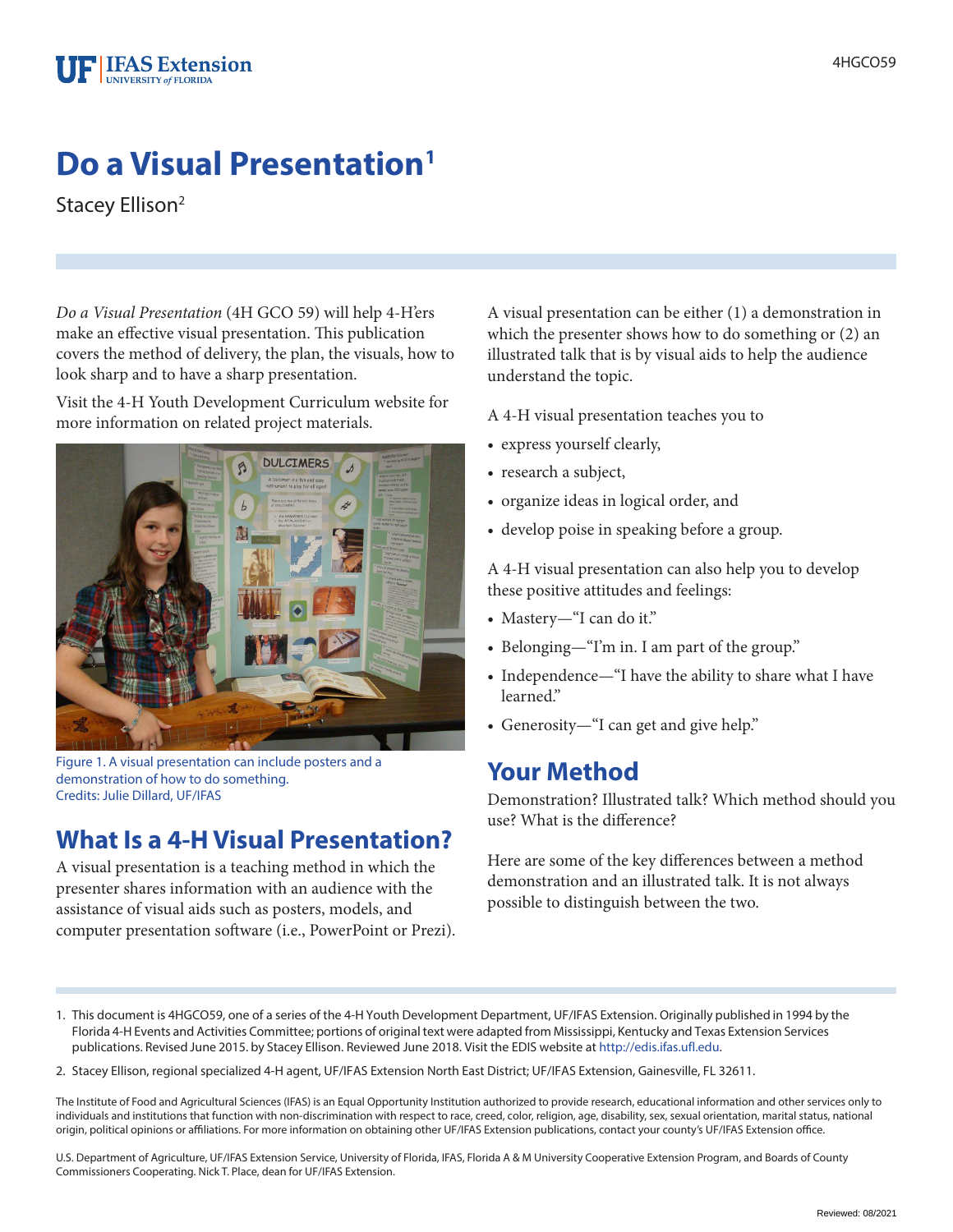# Do a Visual Presentation[1]

Stacey Ellison[2]

*Do a Visual Presentation* (4H GCO 59) will help 4-H'ers make an effective visual presentation. This publication covers the method of delivery, the plan, the visuals, how to look sharp and to have a sharp presentation.

Visit the 4-H Youth Development Curriculum website for more information on related project materials.

Figure 1. A visual presentation can include posters and a demonstration of how to do something.
Credits: Julie Dillard, UF/IFAS

## What Is a 4-H Visual Presentation?

A visual presentation is a teaching method in which the presenter shares information with an audience with the assistance of visual aids such as posters, models, and computer presentation software (i.e., PowerPoint or Prezi).

A visual presentation can be either (1) a demonstration in which the presenter shows how to do something or (2) an illustrated talk that is by visual aids to help the audience understand the topic.

A 4-H visual presentation teaches you to

- express yourself clearly,
- research a subject,
- organize ideas in logical order, and
- develop poise in speaking before a group.

A 4-H visual presentation can also help you to develop these positive attitudes and feelings:

- Mastery—"I can do it."
- Belonging—"I'm in. I am part of the group."
- Independence—"I have the ability to share what I have learned."
- Generosity—"I can get and give help."

## Your Method

Demonstration? Illustrated talk? Which method should you use? What is the difference?

Here are some of the key differences between a method demonstration and an illustrated talk. It is not always possible to distinguish between the two.

---

1. This document is 4HGCO59, one of a series of the 4-H Youth Development Department, UF/IFAS Extension. Originally published in 1994 by the Florida 4-H Events and Activities Committee; portions of original text were adapted from Mississippi, Kentucky and Texas Extension Services publications. Revised June 2015. by Stacey Ellison. Reviewed June 2018. Visit the EDIS website at http://edis.ifas.ufl.edu.

2. Stacey Ellison, regional specialized 4-H agent, UF/IFAS Extension North East District; UF/IFAS Extension, Gainesville, FL 32611.

The Institute of Food and Agricultural Sciences (IFAS) is an Equal Opportunity Institution authorized to provide research, educational information and other services only to individuals and institutions that function with non-discrimination with respect to race, creed, color, religion, age, disability, sex, sexual orientation, marital status, national origin, political opinions or affiliations. For more information on obtaining other UF/IFAS Extension publications, contact your county's UF/IFAS Extension office.

U.S. Department of Agriculture, UF/IFAS Extension Service, University of Florida, IFAS, Florida A & M University Cooperative Extension Program, and Boards of County Commissioners Cooperating. Nick T. Place, dean for UF/IFAS Extension.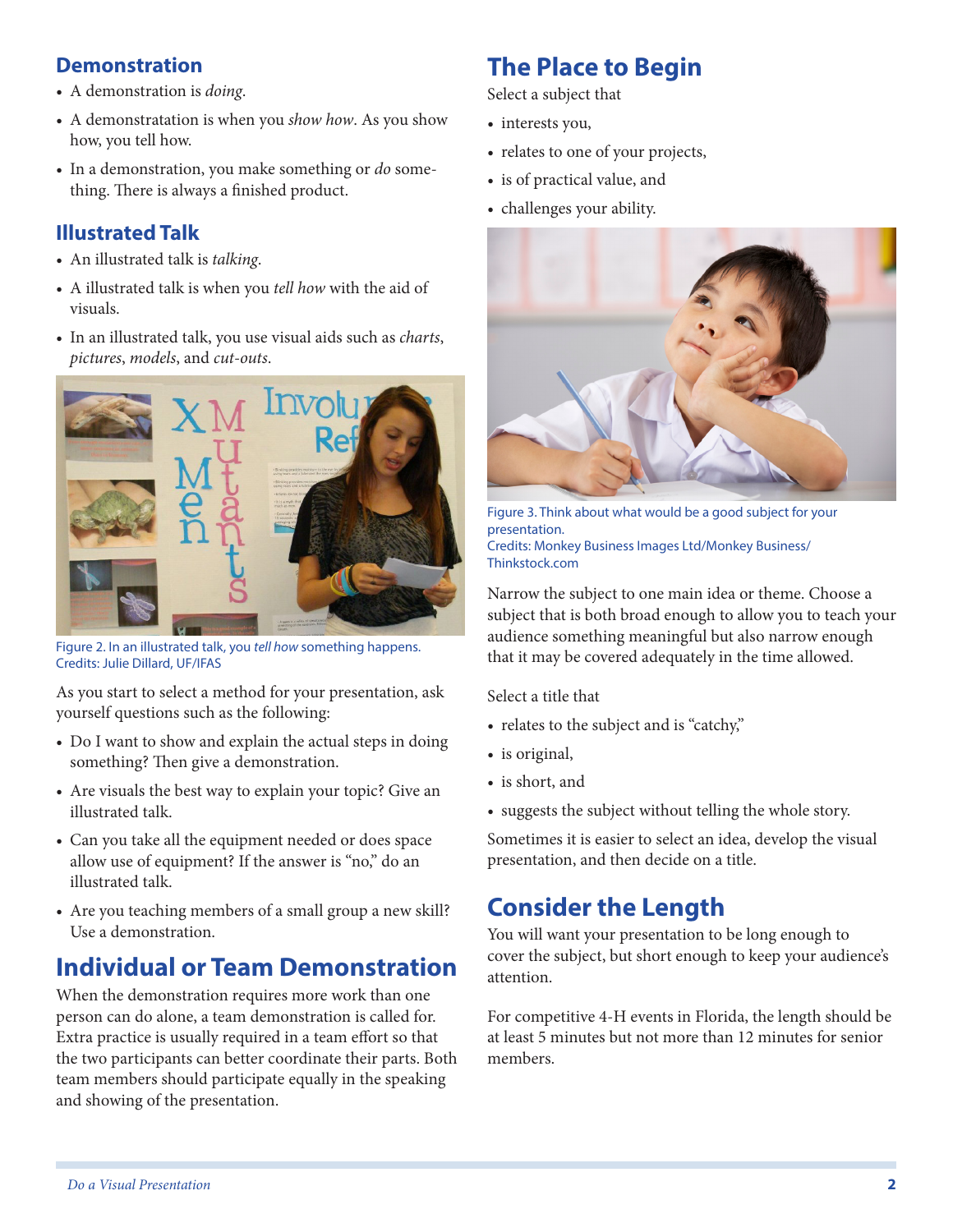## Demonstration

- A demonstration is *doing*.
- A demonstratation is when you *show how*. As you show how, you tell how.
- In a demonstration, you make something or *do* something. There is always a finished product.

## Illustrated Talk

- An illustrated talk is *talking*.
- A illustrated talk is when you *tell how* with the aid of visuals.
- In an illustrated talk, you use visual aids such as *charts*, *pictures*, *models*, and *cut-outs*.

Figure 2. In an illustrated talk, you *tell how* something happens.
Credits: Julie Dillard, UF/IFAS

As you start to select a method for your presentation, ask yourself questions such as the following:

- Do I want to show and explain the actual steps in doing something? Then give a demonstration.
- Are visuals the best way to explain your topic? Give an illustrated talk.
- Can you take all the equipment needed or does space allow use of equipment? If the answer is "no," do an illustrated talk.
- Are you teaching members of a small group a new skill? Use a demonstration.

# Individual or Team Demonstration

When the demonstration requires more work than one person can do alone, a team demonstration is called for. Extra practice is usually required in a team effort so that the two participants can better coordinate their parts. Both team members should participate equally in the speaking and showing of the presentation.

# The Place to Begin

Select a subject that

- interests you,
- relates to one of your projects,
- is of practical value, and
- challenges your ability.

Figure 3. Think about what would be a good subject for your presentation.
Credits: Monkey Business Images Ltd/Monkey Business/Thinkstock.com

Narrow the subject to one main idea or theme. Choose a subject that is both broad enough to allow you to teach your audience something meaningful but also narrow enough that it may be covered adequately in the time allowed.

Select a title that

- relates to the subject and is "catchy,"
- is original,
- is short, and
- suggests the subject without telling the whole story.

Sometimes it is easier to select an idea, develop the visual presentation, and then decide on a title.

# Consider the Length

You will want your presentation to be long enough to cover the subject, but short enough to keep your audience's attention.

For competitive 4-H events in Florida, the length should be at least 5 minutes but not more than 12 minutes for senior members.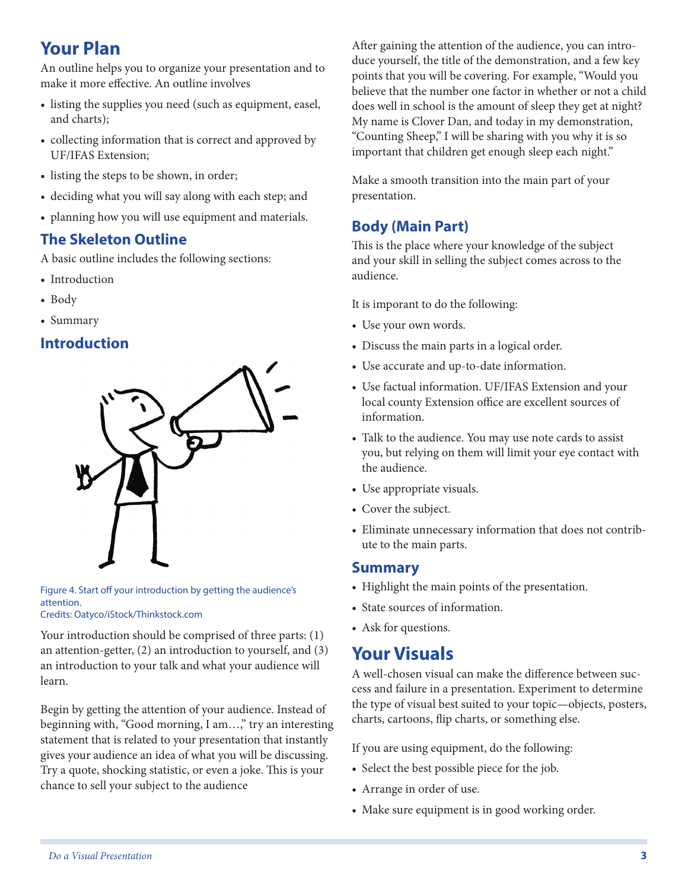## Your Plan

An outline helps you to organize your presentation and to make it more effective. An outline involves

- listing the supplies you need (such as equipment, easel, and charts);
- collecting information that is correct and approved by UF/IFAS Extension;
- listing the steps to be shown, in order;
- deciding what you will say along with each step; and
- planning how you will use equipment and materials.

### The Skeleton Outline

A basic outline includes the following sections:

- Introduction
- Body
- Summary

### Introduction

Figure 4. Start off your introduction by getting the audience's attention.
Credits: Oatyco/iStock/Thinkstock.com

Your introduction should be comprised of three parts: (1) an attention-getter, (2) an introduction to yourself, and (3) an introduction to your talk and what your audience will learn.

Begin by getting the attention of your audience. Instead of beginning with, "Good morning, I am…," try an interesting statement that is related to your presentation that instantly gives your audience an idea of what you will be discussing. Try a quote, shocking statistic, or even a joke. This is your chance to sell your subject to the audience

After gaining the attention of the audience, you can introduce yourself, the title of the demonstration, and a few key points that you will be covering. For example, "Would you believe that the number one factor in whether or not a child does well in school is the amount of sleep they get at night? My name is Clover Dan, and today in my demonstration, "Counting Sheep," I will be sharing with you why it is so important that children get enough sleep each night."

Make a smooth transition into the main part of your presentation.

### Body (Main Part)

This is the place where your knowledge of the subject and your skill in selling the subject comes across to the audience.

It is imporant to do the following:

- Use your own words.
- Discuss the main parts in a logical order.
- Use accurate and up-to-date information.
- Use factual information. UF/IFAS Extension and your local county Extension office are excellent sources of information.
- Talk to the audience. You may use note cards to assist you, but relying on them will limit your eye contact with the audience.
- Use appropriate visuals.
- Cover the subject.
- Eliminate unnecessary information that does not contribute to the main parts.

### Summary

- Highlight the main points of the presentation.
- State sources of information.
- Ask for questions.

## Your Visuals

A well-chosen visual can make the difference between success and failure in a presentation. Experiment to determine the type of visual best suited to your topic—objects, posters, charts, cartoons, flip charts, or something else.

If you are using equipment, do the following:

- Select the best possible piece for the job.
- Arrange in order of use.
- Make sure equipment is in good working order.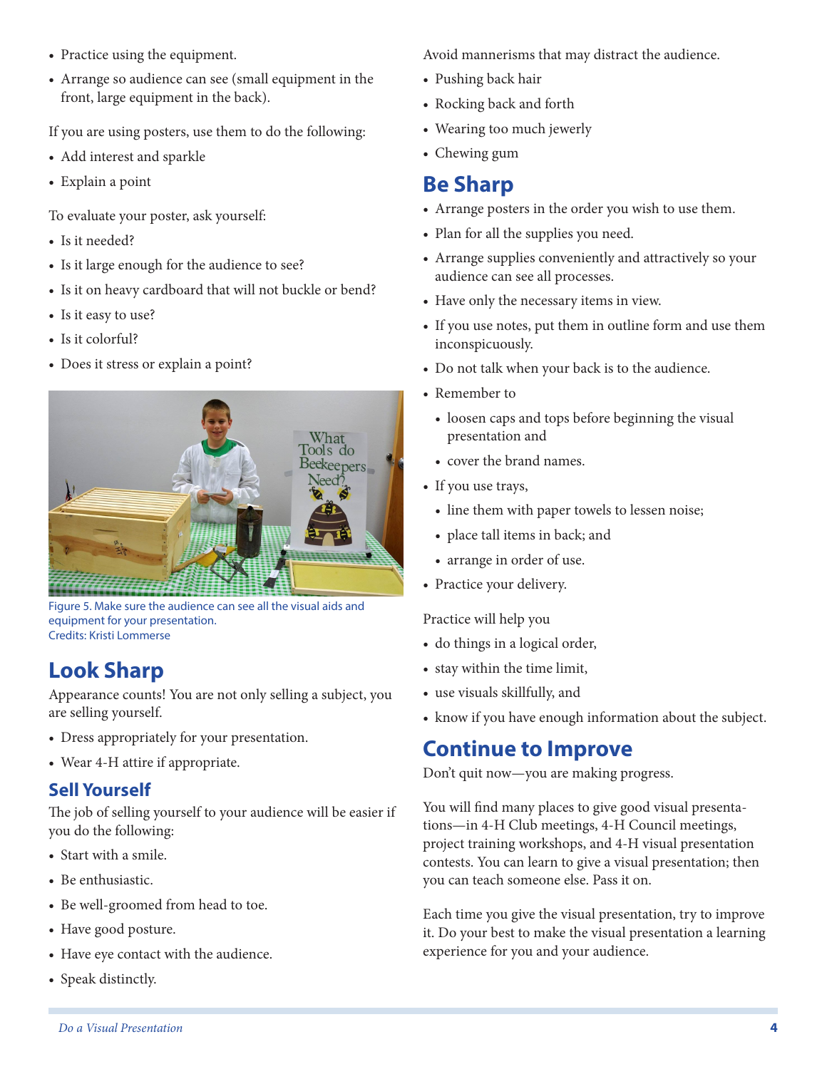- Practice using the equipment.
- Arrange so audience can see (small equipment in the front, large equipment in the back).

If you are using posters, use them to do the following:

- Add interest and sparkle
- Explain a point

To evaluate your poster, ask yourself:

- Is it needed?
- Is it large enough for the audience to see?
- Is it on heavy cardboard that will not buckle or bend?
- Is it easy to use?
- Is it colorful?
- Does it stress or explain a point?

Figure 5. Make sure the audience can see all the visual aids and equipment for your presentation.
Credits: Kristi Lommerse

## Look Sharp

Appearance counts! You are not only selling a subject, you are selling yourself.

- Dress appropriately for your presentation.
- Wear 4-H attire if appropriate.

### Sell Yourself

The job of selling yourself to your audience will be easier if you do the following:

- Start with a smile.
- Be enthusiastic.
- Be well-groomed from head to toe.
- Have good posture.
- Have eye contact with the audience.
- Speak distinctly.

Avoid mannerisms that may distract the audience.

- Pushing back hair
- Rocking back and forth
- Wearing too much jewerly
- Chewing gum

## Be Sharp

- Arrange posters in the order you wish to use them.
- Plan for all the supplies you need.
- Arrange supplies conveniently and attractively so your audience can see all processes.
- Have only the necessary items in view.
- If you use notes, put them in outline form and use them inconspicuously.
- Do not talk when your back is to the audience.
- Remember to
  - loosen caps and tops before beginning the visual presentation and
  - cover the brand names.
- If you use trays,
  - line them with paper towels to lessen noise;
  - place tall items in back; and
  - arrange in order of use.
- Practice your delivery.

Practice will help you

- do things in a logical order,
- stay within the time limit,
- use visuals skillfully, and
- know if you have enough information about the subject.

## Continue to Improve

Don't quit now—you are making progress.

You will find many places to give good visual presentations—in 4-H Club meetings, 4-H Council meetings, project training workshops, and 4-H visual presentation contests. You can learn to give a visual presentation; then you can teach someone else. Pass it on.

Each time you give the visual presentation, try to improve it. Do your best to make the visual presentation a learning experience for you and your audience.